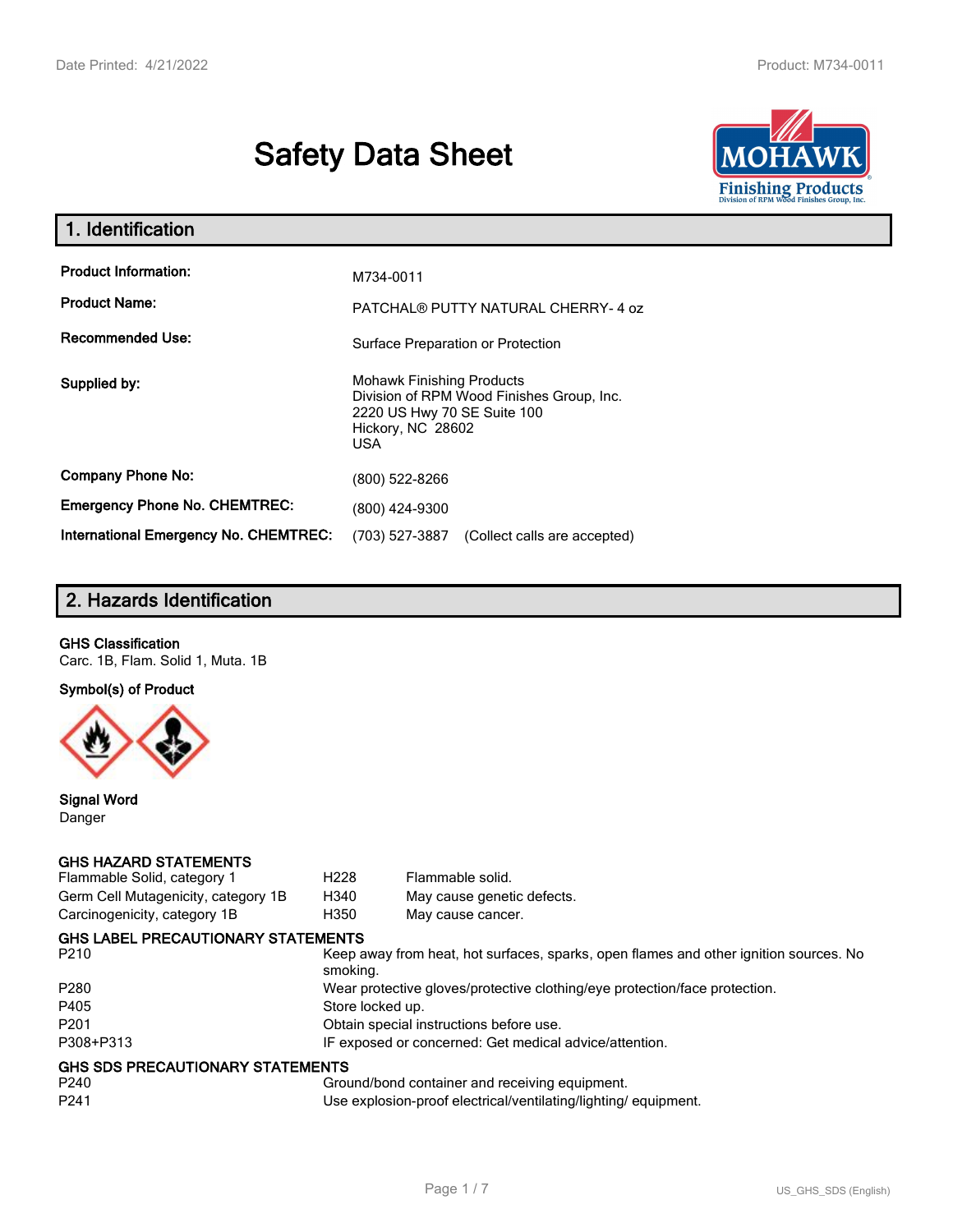# Safety Data Sheet

## 1. Identification

| | |
|---|---|
| **Product Information:** | M734-0011 |
| **Product Name:** | PATCHAL® PUTTY NATURAL CHERRY- 4 oz |
| **Recommended Use:** | Surface Preparation or Protection |
| **Supplied by:** | Mohawk Finishing Products<br>Division of RPM Wood Finishes Group, Inc.<br>2220 US Hwy 70 SE Suite 100<br>Hickory, NC 28602<br>USA |
| **Company Phone No:** | (800) 522-8266 |
| **Emergency Phone No. CHEMTREC:** | (800) 424-9300 |
| **International Emergency No. CHEMTREC:** | (703) 527-3887 (Collect calls are accepted) |

## 2. Hazards Identification

**GHS Classification**

Carc. 1B, Flam. Solid 1, Muta. 1B

**Symbol(s) of Product**

**Signal Word**

Danger

**GHS HAZARD STATEMENTS**

| | | |
|---|---|---|
| Flammable Solid, category 1 | H228 | Flammable solid. |
| Germ Cell Mutagenicity, category 1B | H340 | May cause genetic defects. |
| Carcinogenicity, category 1B | H350 | May cause cancer. |

**GHS LABEL PRECAUTIONARY STATEMENTS**

| | |
|---|---|
| P210 | Keep away from heat, hot surfaces, sparks, open flames and other ignition sources. No smoking. |
| P280 | Wear protective gloves/protective clothing/eye protection/face protection. |
| P405 | Store locked up. |
| P201 | Obtain special instructions before use. |
| P308+P313 | IF exposed or concerned: Get medical advice/attention. |

**GHS SDS PRECAUTIONARY STATEMENTS**

| | |
|---|---|
| P240 | Ground/bond container and receiving equipment. |
| P241 | Use explosion-proof electrical/ventilating/lighting/ equipment. |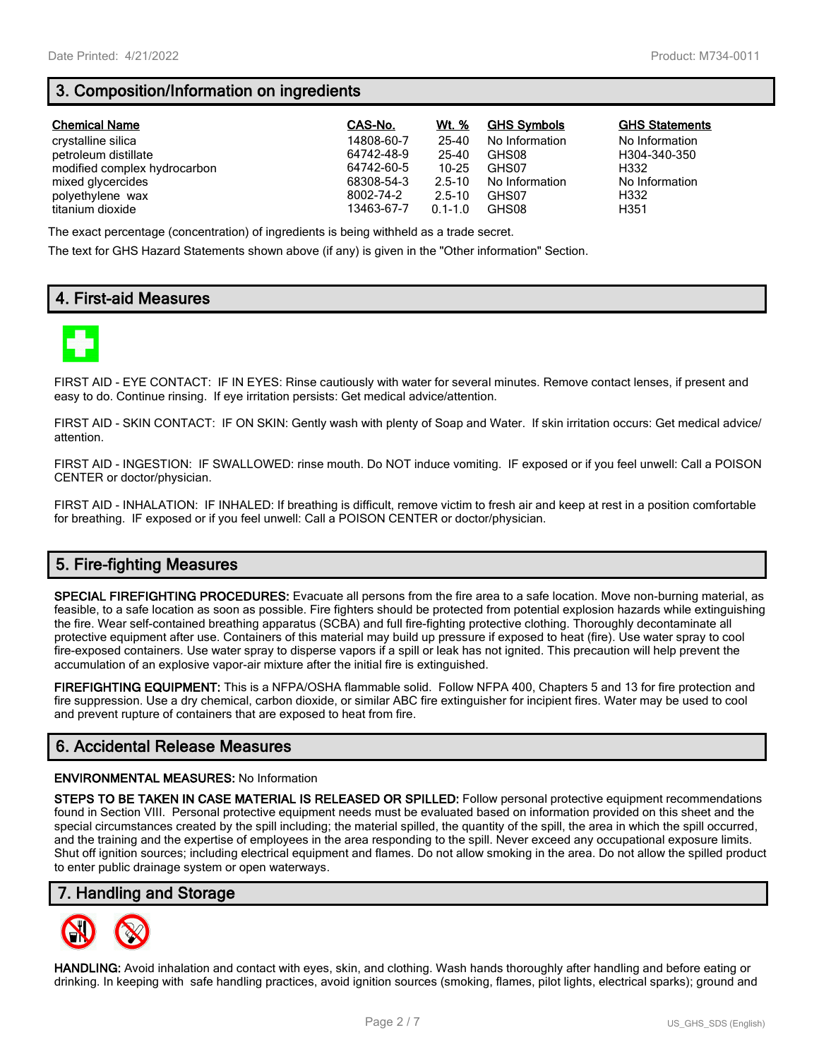## 3. Composition/Information on ingredients

| Chemical Name | CAS-No. | Wt. % | GHS Symbols | GHS Statements |
|---|---|---|---|---|
| crystalline silica | 14808-60-7 | 25-40 | No Information | No Information |
| petroleum distillate | 64742-48-9 | 25-40 | GHS08 | H304-340-350 |
| modified complex hydrocarbon | 64742-60-5 | 10-25 | GHS07 | H332 |
| mixed glycercides | 68308-54-3 | 2.5-10 | No Information | No Information |
| polyethylene wax | 8002-74-2 | 2.5-10 | GHS07 | H332 |
| titanium dioxide | 13463-67-7 | 0.1-1.0 | GHS08 | H351 |

The exact percentage (concentration) of ingredients is being withheld as a trade secret.

The text for GHS Hazard Statements shown above (if any) is given in the "Other information" Section.

## 4. First-aid Measures

FIRST AID - EYE CONTACT: IF IN EYES: Rinse cautiously with water for several minutes. Remove contact lenses, if present and easy to do. Continue rinsing. If eye irritation persists: Get medical advice/attention.

FIRST AID - SKIN CONTACT: IF ON SKIN: Gently wash with plenty of Soap and Water. If skin irritation occurs: Get medical advice/ attention.

FIRST AID - INGESTION: IF SWALLOWED: rinse mouth. Do NOT induce vomiting. IF exposed or if you feel unwell: Call a POISON CENTER or doctor/physician.

FIRST AID - INHALATION: IF INHALED: If breathing is difficult, remove victim to fresh air and keep at rest in a position comfortable for breathing. IF exposed or if you feel unwell: Call a POISON CENTER or doctor/physician.

## 5. Fire-fighting Measures

**SPECIAL FIREFIGHTING PROCEDURES:** Evacuate all persons from the fire area to a safe location. Move non-burning material, as feasible, to a safe location as soon as possible. Fire fighters should be protected from potential explosion hazards while extinguishing the fire. Wear self-contained breathing apparatus (SCBA) and full fire-fighting protective clothing. Thoroughly decontaminate all protective equipment after use. Containers of this material may build up pressure if exposed to heat (fire). Use water spray to cool fire-exposed containers. Use water spray to disperse vapors if a spill or leak has not ignited. This precaution will help prevent the accumulation of an explosive vapor-air mixture after the initial fire is extinguished.

**FIREFIGHTING EQUIPMENT:** This is a NFPA/OSHA flammable solid. Follow NFPA 400, Chapters 5 and 13 for fire protection and fire suppression. Use a dry chemical, carbon dioxide, or similar ABC fire extinguisher for incipient fires. Water may be used to cool and prevent rupture of containers that are exposed to heat from fire.

## 6. Accidental Release Measures

**ENVIRONMENTAL MEASURES:** No Information

**STEPS TO BE TAKEN IN CASE MATERIAL IS RELEASED OR SPILLED:** Follow personal protective equipment recommendations found in Section VIII. Personal protective equipment needs must be evaluated based on information provided on this sheet and the special circumstances created by the spill including; the material spilled, the quantity of the spill, the area in which the spill occurred, and the training and the expertise of employees in the area responding to the spill. Never exceed any occupational exposure limits. Shut off ignition sources; including electrical equipment and flames. Do not allow smoking in the area. Do not allow the spilled product to enter public drainage system or open waterways.

## 7. Handling and Storage

**HANDLING:** Avoid inhalation and contact with eyes, skin, and clothing. Wash hands thoroughly after handling and before eating or drinking. In keeping with safe handling practices, avoid ignition sources (smoking, flames, pilot lights, electrical sparks); ground and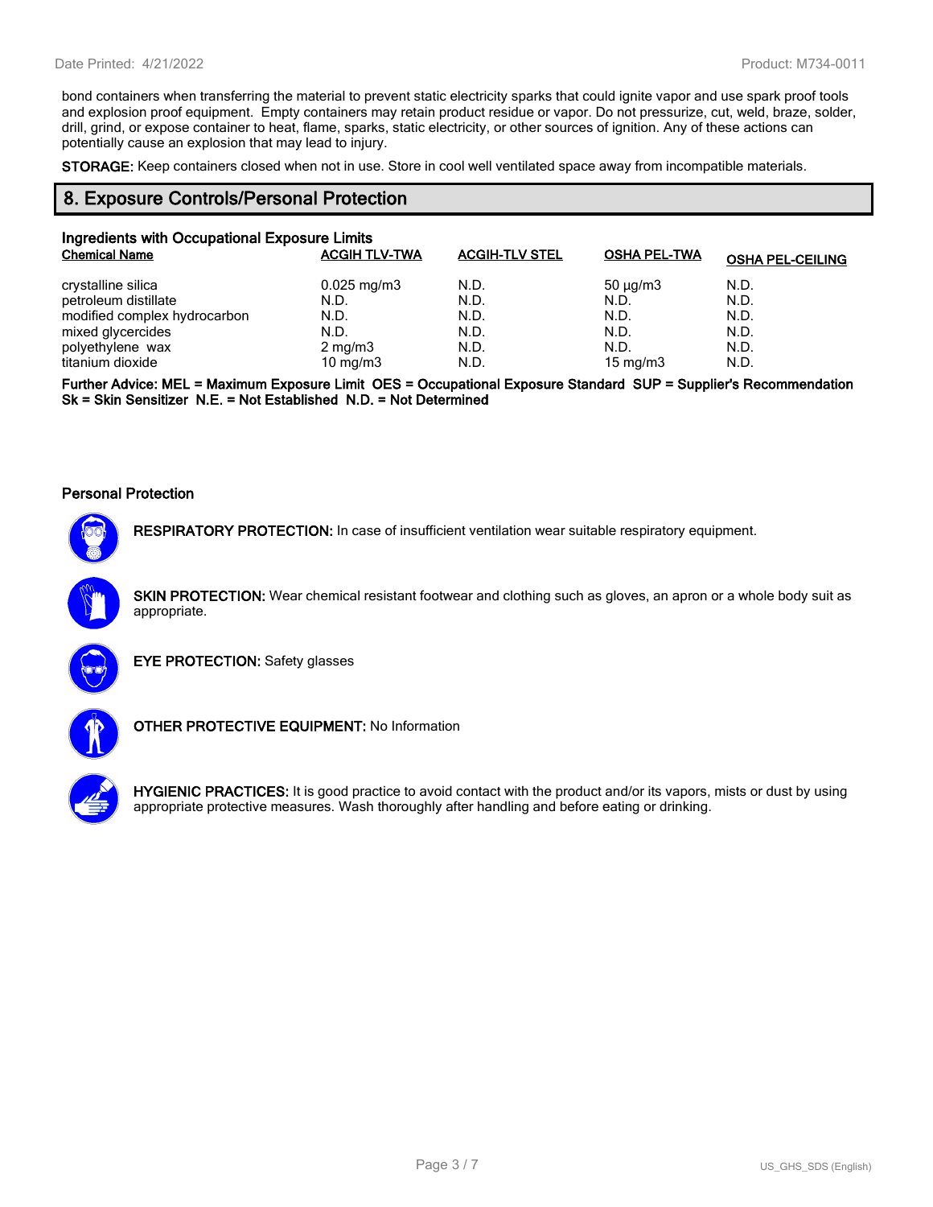bond containers when transferring the material to prevent static electricity sparks that could ignite vapor and use spark proof tools and explosion proof equipment. Empty containers may retain product residue or vapor. Do not pressurize, cut, weld, braze, solder, drill, grind, or expose container to heat, flame, sparks, static electricity, or other sources of ignition. Any of these actions can potentially cause an explosion that may lead to injury.

**STORAGE:** Keep containers closed when not in use. Store in cool well ventilated space away from incompatible materials.

## 8. Exposure Controls/Personal Protection

### Ingredients with Occupational Exposure Limits

| Chemical Name | ACGIH TLV-TWA | ACGIH-TLV STEL | OSHA PEL-TWA | OSHA PEL-CEILING |
|---|---|---|---|---|
| crystalline silica | 0.025 mg/m3 | N.D. | 50 µg/m3 | N.D. |
| petroleum distillate | N.D. | N.D. | N.D. | N.D. |
| modified complex hydrocarbon | N.D. | N.D. | N.D. | N.D. |
| mixed glycercides | N.D. | N.D. | N.D. | N.D. |
| polyethylene wax | 2 mg/m3 | N.D. | N.D. | N.D. |
| titanium dioxide | 10 mg/m3 | N.D. | 15 mg/m3 | N.D. |

**Further Advice: MEL = Maximum Exposure Limit OES = Occupational Exposure Standard SUP = Supplier's Recommendation Sk = Skin Sensitizer N.E. = Not Established N.D. = Not Determined**

### Personal Protection

**RESPIRATORY PROTECTION:** In case of insufficient ventilation wear suitable respiratory equipment.

**SKIN PROTECTION:** Wear chemical resistant footwear and clothing such as gloves, an apron or a whole body suit as appropriate.

**EYE PROTECTION:** Safety glasses

**OTHER PROTECTIVE EQUIPMENT:** No Information

**HYGIENIC PRACTICES:** It is good practice to avoid contact with the product and/or its vapors, mists or dust by using appropriate protective measures. Wash thoroughly after handling and before eating or drinking.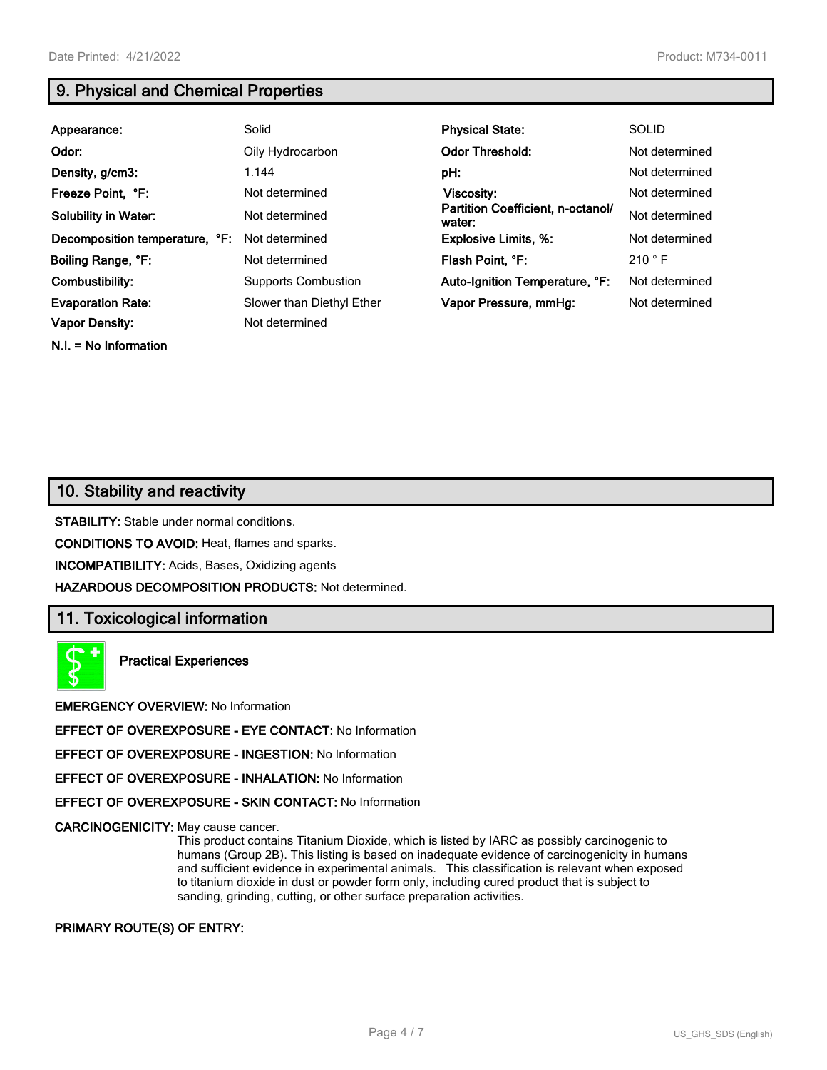## 9. Physical and Chemical Properties

| | | | |
|---|---|---|---|
| **Appearance:** | Solid | **Physical State:** | SOLID |
| **Odor:** | Oily Hydrocarbon | **Odor Threshold:** | Not determined |
| **Density, g/cm3:** | 1.144 | **pH:** | Not determined |
| **Freeze Point, °F:** | Not determined | **Viscosity:** | Not determined |
| **Solubility in Water:** | Not determined | **Partition Coefficient, n-octanol/ water:** | Not determined |
| **Decomposition temperature, °F:** | Not determined | **Explosive Limits, %:** | Not determined |
| **Boiling Range, °F:** | Not determined | **Flash Point, °F:** | 210 ° F |
| **Combustibility:** | Supports Combustion | **Auto-Ignition Temperature, °F:** | Not determined |
| **Evaporation Rate:** | Slower than Diethyl Ether | **Vapor Pressure, mmHg:** | Not determined |
| **Vapor Density:** | Not determined | | |

**N.I. = No Information**

## 10. Stability and reactivity

**STABILITY:** Stable under normal conditions.

**CONDITIONS TO AVOID:** Heat, flames and sparks.

**INCOMPATIBILITY:** Acids, Bases, Oxidizing agents

**HAZARDOUS DECOMPOSITION PRODUCTS:** Not determined.

## 11. Toxicological information

**Practical Experiences**

**EMERGENCY OVERVIEW:** No Information

**EFFECT OF OVEREXPOSURE - EYE CONTACT:** No Information

**EFFECT OF OVEREXPOSURE - INGESTION:** No Information

**EFFECT OF OVEREXPOSURE - INHALATION:** No Information

**EFFECT OF OVEREXPOSURE - SKIN CONTACT:** No Information

**CARCINOGENICITY:** May cause cancer.
This product contains Titanium Dioxide, which is listed by IARC as possibly carcinogenic to humans (Group 2B). This listing is based on inadequate evidence of carcinogenicity in humans and sufficient evidence in experimental animals. This classification is relevant when exposed to titanium dioxide in dust or powder form only, including cured product that is subject to sanding, grinding, cutting, or other surface preparation activities.

**PRIMARY ROUTE(S) OF ENTRY:**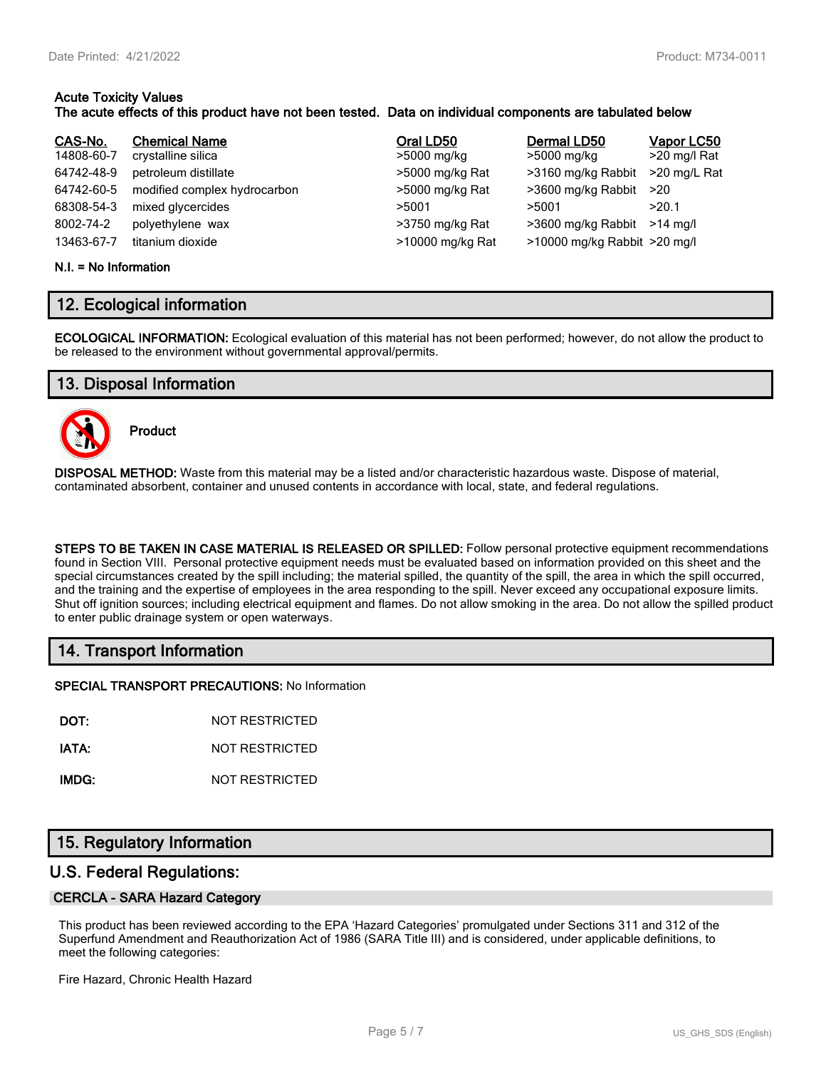**Acute Toxicity Values**
**The acute effects of this product have not been tested. Data on individual components are tabulated below**

| CAS-No. | Chemical Name | Oral LD50 | Dermal LD50 | Vapor LC50 |
|---|---|---|---|---|
| 14808-60-7 | crystalline silica | >5000 mg/kg | >5000 mg/kg | >20 mg/l Rat |
| 64742-48-9 | petroleum distillate | >5000 mg/kg Rat | >3160 mg/kg Rabbit | >20 mg/L Rat |
| 64742-60-5 | modified complex hydrocarbon | >5000 mg/kg Rat | >3600 mg/kg Rabbit | >20 |
| 68308-54-3 | mixed glycercides | >5001 | >5001 | >20.1 |
| 8002-74-2 | polyethylene wax | >3750 mg/kg Rat | >3600 mg/kg Rabbit | >14 mg/l |
| 13463-67-7 | titanium dioxide | >10000 mg/kg Rat | >10000 mg/kg Rabbit | >20 mg/l |

**N.I. = No Information**

## 12. Ecological information

**ECOLOGICAL INFORMATION:** Ecological evaluation of this material has not been performed; however, do not allow the product to be released to the environment without governmental approval/permits.

## 13. Disposal Information

**Product**

**DISPOSAL METHOD:** Waste from this material may be a listed and/or characteristic hazardous waste. Dispose of material, contaminated absorbent, container and unused contents in accordance with local, state, and federal regulations.

**STEPS TO BE TAKEN IN CASE MATERIAL IS RELEASED OR SPILLED:** Follow personal protective equipment recommendations found in Section VIII. Personal protective equipment needs must be evaluated based on information provided on this sheet and the special circumstances created by the spill including; the material spilled, the quantity of the spill, the area in which the spill occurred, and the training and the expertise of employees in the area responding to the spill. Never exceed any occupational exposure limits. Shut off ignition sources; including electrical equipment and flames. Do not allow smoking in the area. Do not allow the spilled product to enter public drainage system or open waterways.

## 14. Transport Information

**SPECIAL TRANSPORT PRECAUTIONS:** No Information

**DOT:** NOT RESTRICTED

**IATA:** NOT RESTRICTED

**IMDG:** NOT RESTRICTED

## 15. Regulatory Information

## U.S. Federal Regulations:

### CERCLA - SARA Hazard Category

This product has been reviewed according to the EPA 'Hazard Categories' promulgated under Sections 311 and 312 of the Superfund Amendment and Reauthorization Act of 1986 (SARA Title III) and is considered, under applicable definitions, to meet the following categories:

Fire Hazard, Chronic Health Hazard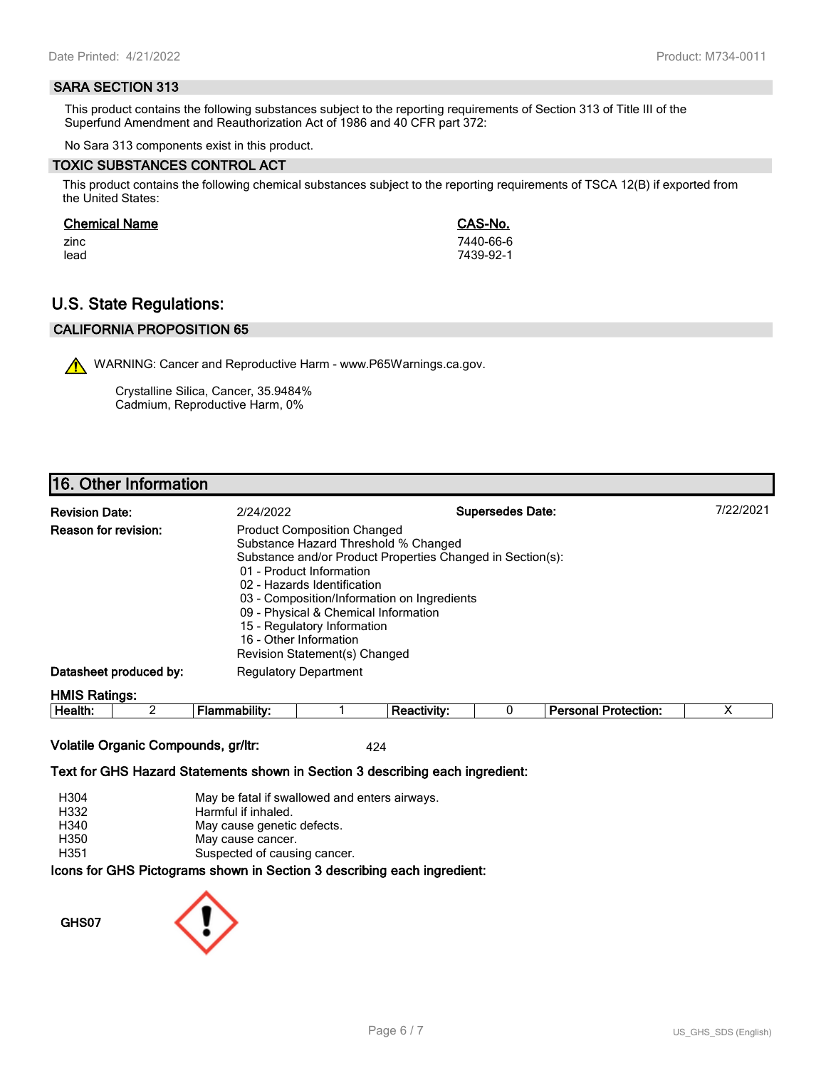### SARA SECTION 313

This product contains the following substances subject to the reporting requirements of Section 313 of Title III of the Superfund Amendment and Reauthorization Act of 1986 and 40 CFR part 372:

No Sara 313 components exist in this product.

### TOXIC SUBSTANCES CONTROL ACT

This product contains the following chemical substances subject to the reporting requirements of TSCA 12(B) if exported from the United States:

| Chemical Name | CAS-No. |
|---|---|
| zinc | 7440-66-6 |
| lead | 7439-92-1 |

## U.S. State Regulations:

### CALIFORNIA PROPOSITION 65

WARNING: Cancer and Reproductive Harm - www.P65Warnings.ca.gov.

Crystalline Silica, Cancer, 35.9484%
Cadmium, Reproductive Harm, 0%

## 16. Other Information

**Revision Date:** 2/24/2022 **Supersedes Date:** 7/22/2021

**Reason for revision:**
Product Composition Changed
Substance Hazard Threshold % Changed
Substance and/or Product Properties Changed in Section(s):
01 - Product Information
02 - Hazards Identification
03 - Composition/Information on Ingredients
09 - Physical & Chemical Information
15 - Regulatory Information
16 - Other Information
Revision Statement(s) Changed

**Datasheet produced by:** Regulatory Department

**HMIS Ratings:**

| Health: | 2 | Flammability: | 1 | Reactivity: | 0 | Personal Protection: | X |
|---|---|---|---|---|---|---|---|

**Volatile Organic Compounds, gr/ltr:** 424

**Text for GHS Hazard Statements shown in Section 3 describing each ingredient:**

| | |
|---|---|
| H304 | May be fatal if swallowed and enters airways. |
| H332 | Harmful if inhaled. |
| H340 | May cause genetic defects. |
| H350 | May cause cancer. |
| H351 | Suspected of causing cancer. |

**Icons for GHS Pictograms shown in Section 3 describing each ingredient:**

GHS07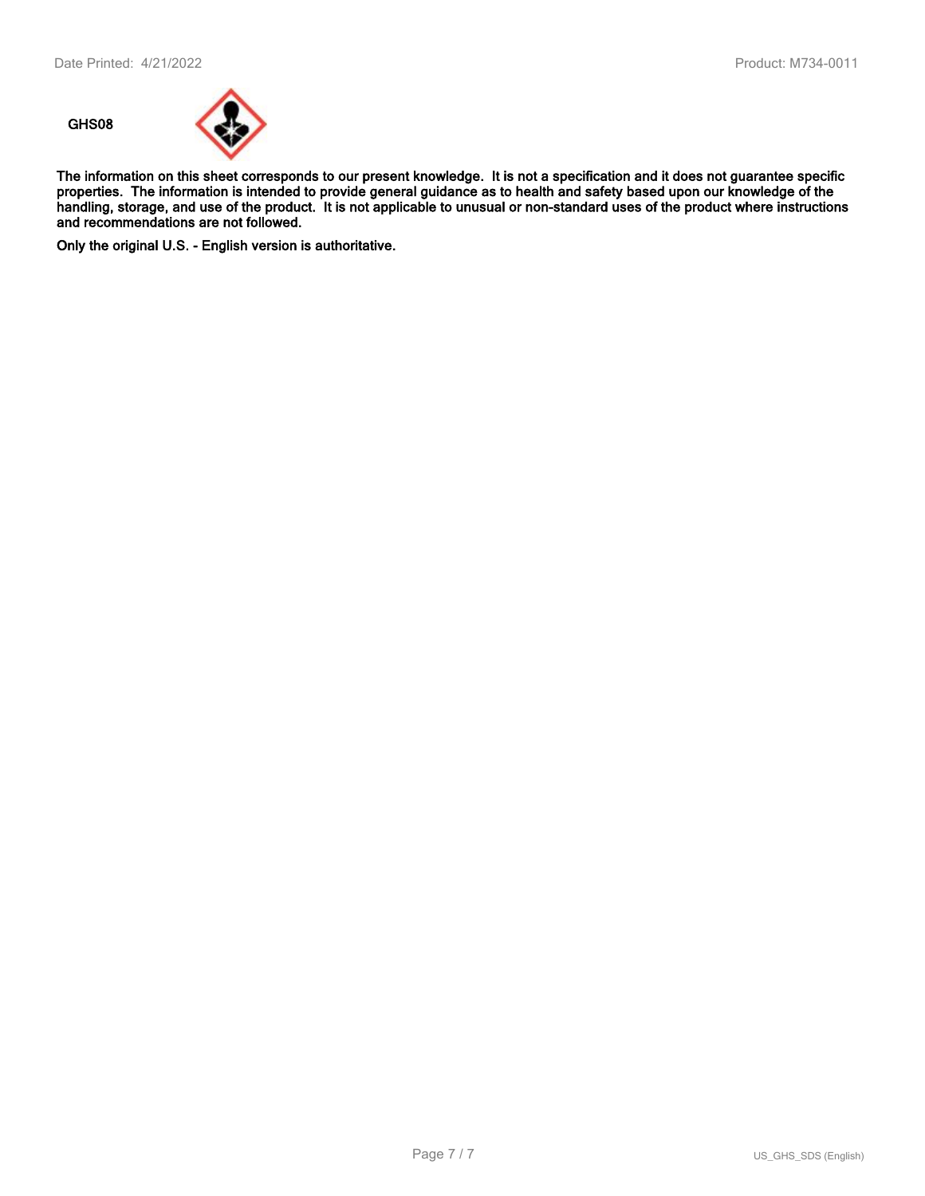**GHS08**

**The information on this sheet corresponds to our present knowledge. It is not a specification and it does not guarantee specific properties. The information is intended to provide general guidance as to health and safety based upon our knowledge of the handling, storage, and use of the product. It is not applicable to unusual or non-standard uses of the product where instructions and recommendations are not followed.**

**Only the original U.S. - English version is authoritative.**